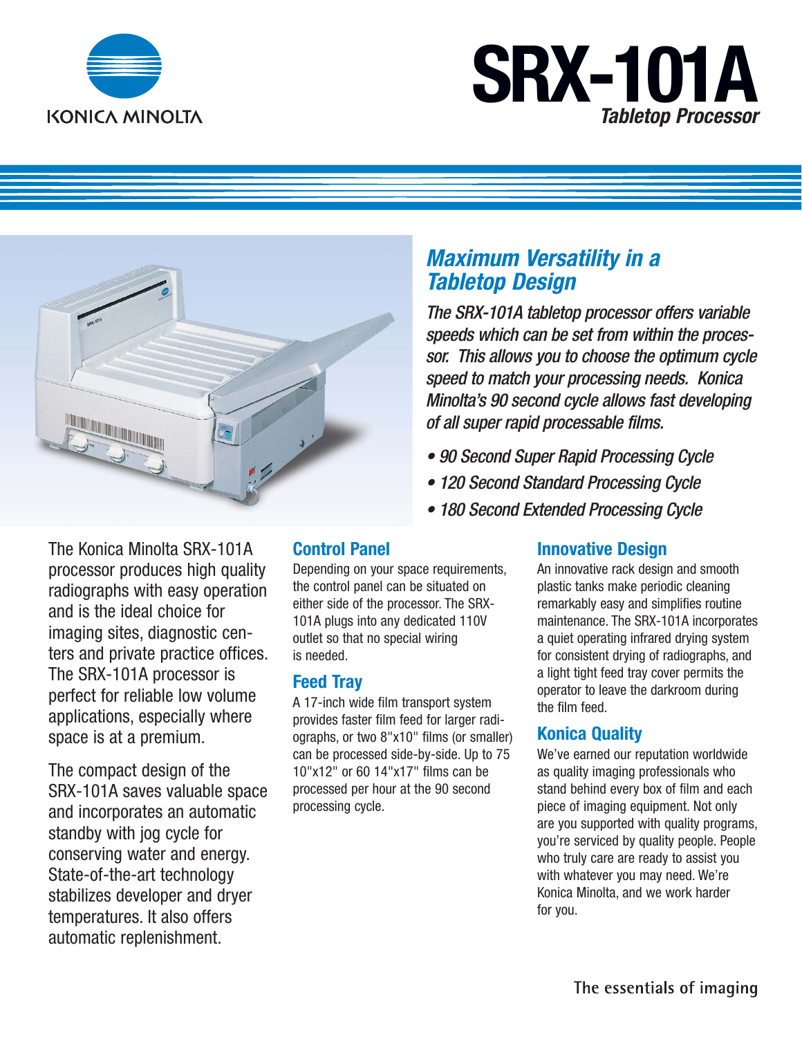KONICA MINOLTA

# SRX-101A

*Tabletop Processor*

## *Maximum Versatility in a Tabletop Design*

*The SRX-101A tabletop processor offers variable speeds which can be set from within the processor. This allows you to choose the optimum cycle speed to match your processing needs. Konica Minolta's 90 second cycle allows fast developing of all super rapid processable films.*

- *90 Second Super Rapid Processing Cycle*
- *120 Second Standard Processing Cycle*
- *180 Second Extended Processing Cycle*

The Konica Minolta SRX-101A processor produces high quality radiographs with easy operation and is the ideal choice for imaging sites, diagnostic centers and private practice offices. The SRX-101A processor is perfect for reliable low volume applications, especially where space is at a premium.

The compact design of the SRX-101A saves valuable space and incorporates an automatic standby with jog cycle for conserving water and energy. State-of-the-art technology stabilizes developer and dryer temperatures. It also offers automatic replenishment.

### Control Panel

Depending on your space requirements, the control panel can be situated on either side of the processor. The SRX-101A plugs into any dedicated 110V outlet so that no special wiring is needed.

### Feed Tray

A 17-inch wide film transport system provides faster film feed for larger radiographs, or two 8"x10" films (or smaller) can be processed side-by-side. Up to 75 10"x12" or 60 14"x17" films can be processed per hour at the 90 second processing cycle.

### Innovative Design

An innovative rack design and smooth plastic tanks make periodic cleaning remarkably easy and simplifies routine maintenance. The SRX-101A incorporates a quiet operating infrared drying system for consistent drying of radiographs, and a light tight feed tray cover permits the operator to leave the darkroom during the film feed.

### Konica Quality

We've earned our reputation worldwide as quality imaging professionals who stand behind every box of film and each piece of imaging equipment. Not only are you supported with quality programs, you're serviced by quality people. People who truly care are ready to assist you with whatever you may need. We're Konica Minolta, and we work harder for you.

The essentials of imaging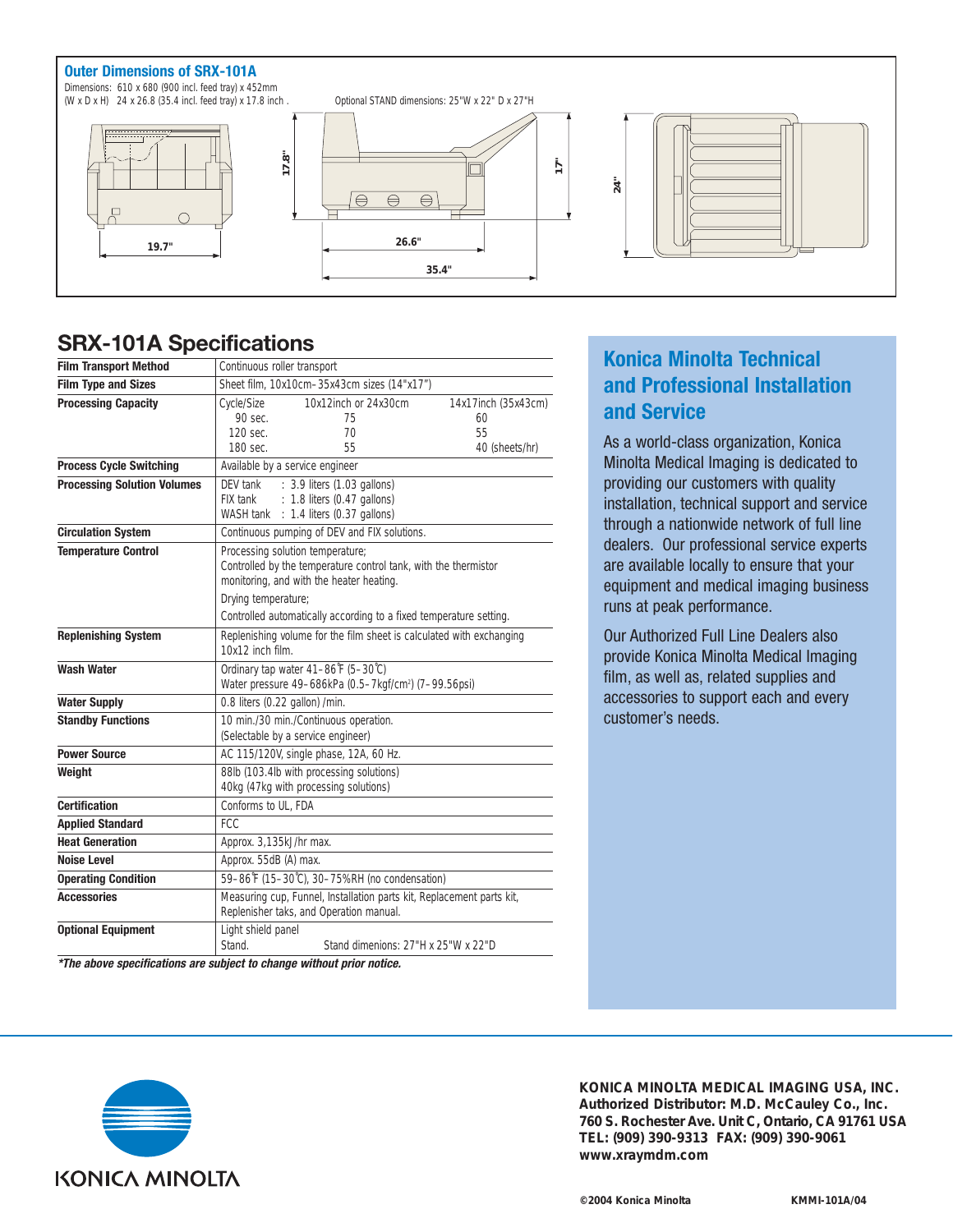## Outer Dimensions of SRX-101A

Dimensions: 610 x 680 (900 incl. feed tray) x 452mm
(W x D x H) 24 x 26.8 (35.4 incl. feed tray) x 17.8 inch .

Optional STAND dimensions: 25"W x 22" D x 27"H

19.7"

17.8"

26.6"

35.4"

17"

24"

# SRX-101A Specifications

| | |
|---|---|
| **Film Transport Method** | Continuous roller transport |
| **Film Type and Sizes** | Sheet film, 10x10cm–35x43cm sizes (14"x17") |
| **Processing Capacity** | Cycle/Size — 10x12inch or 24x30cm — 14x17inch (35x43cm)<br>90 sec. — 75 — 60<br>120 sec. — 70 — 55<br>180 sec. — 55 — 40 (sheets/hr) |
| **Process Cycle Switching** | Available by a service engineer |
| **Processing Solution Volumes** | DEV tank : 3.9 liters (1.03 gallons)<br>FIX tank : 1.8 liters (0.47 gallons)<br>WASH tank : 1.4 liters (0.37 gallons) |
| **Circulation System** | Continuous pumping of DEV and FIX solutions. |
| **Temperature Control** | Processing solution temperature;<br>Controlled by the temperature control tank, with the thermistor monitoring, and with the heater heating.<br>Drying temperature;<br>Controlled automatically according to a fixed temperature setting. |
| **Replenishing System** | Replenishing volume for the film sheet is calculated with exchanging 10x12 inch film. |
| **Wash Water** | Ordinary tap water 41–86°F (5–30°C)<br>Water pressure 49–686kPa (0.5–7kgf/cm²) (7–99.56psi) |
| **Water Supply** | 0.8 liters (0.22 gallon) /min. |
| **Standby Functions** | 10 min./30 min./Continuous operation.<br>(Selectable by a service engineer) |
| **Power Source** | AC 115/120V, single phase, 12A, 60 Hz. |
| **Weight** | 88lb (103.4lb with processing solutions)<br>40kg (47kg with processing solutions) |
| **Certification** | Conforms to UL, FDA |
| **Applied Standard** | FCC |
| **Heat Generation** | Approx. 3,135kJ/hr max. |
| **Noise Level** | Approx. 55dB (A) max. |
| **Operating Condition** | 59–86°F (15–30°C), 30–75%RH (no condensation) |
| **Accessories** | Measuring cup, Funnel, Installation parts kit, Replacement parts kit, Replenisher taks, and Operation manual. |
| **Optional Equipment** | Light shield panel<br>Stand. Stand dimenions: 27"H x 25"W x 22"D |

***The above specifications are subject to change without prior notice.***

## Konica Minolta Technical and Professional Installation and Service

As a world-class organization, Konica Minolta Medical Imaging is dedicated to providing our customers with quality installation, technical support and service through a nationwide network of full line dealers. Our professional service experts are available locally to ensure that your equipment and medical imaging business runs at peak performance.

Our Authorized Full Line Dealers also provide Konica Minolta Medical Imaging film, as well as, related supplies and accessories to support each and every customer's needs.

KONICA MINOLTA

**KONICA MINOLTA MEDICAL IMAGING USA, INC.**
**Authorized Distributor: M.D. McCauley Co., Inc.**
**760 S. Rochester Ave. Unit C, Ontario, CA 91761 USA**
**TEL: (909) 390-9313 FAX: (909) 390-9061**
**www.xraymdm.com**

©2004 Konica Minolta KMMI-101A/04